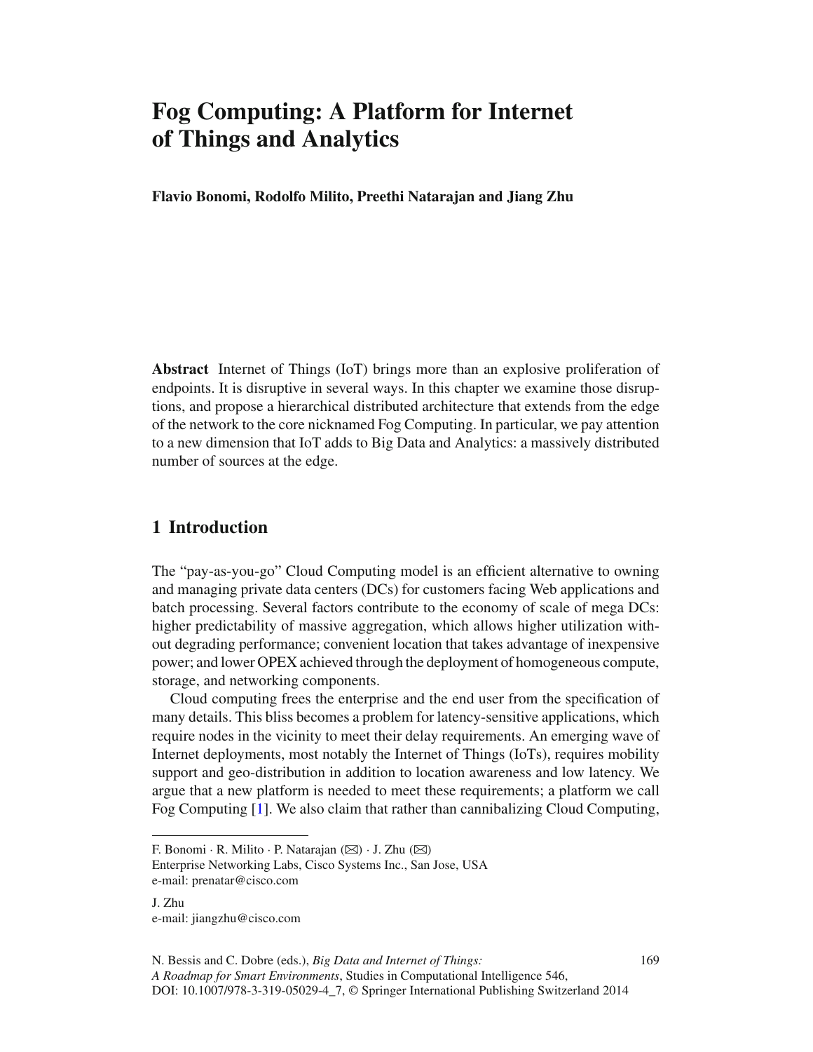# Fog Computing: A Platform for Internet of Things and Analytics

**Flavio Bonomi, Rodolfo Milito, Preethi Natarajan and Jiang Zhu**

**Abstract** Internet of Things (IoT) brings more than an explosive proliferation of endpoints. It is disruptive in several ways. In this chapter we examine those disruptions, and propose a hierarchical distributed architecture that extends from the edge of the network to the core nicknamed Fog Computing. In particular, we pay attention to a new dimension that IoT adds to Big Data and Analytics: a massively distributed number of sources at the edge.

## 1 Introduction

The "pay-as-you-go" Cloud Computing model is an efficient alternative to owning and managing private data centers (DCs) for customers facing Web applications and batch processing. Several factors contribute to the economy of scale of mega DCs: higher predictability of massive aggregation, which allows higher utilization without degrading performance; convenient location that takes advantage of inexpensive power; and lower OPEX achieved through the deployment of homogeneous compute, storage, and networking components.

Cloud computing frees the enterprise and the end user from the specification of many details. This bliss becomes a problem for latency-sensitive applications, which require nodes in the vicinity to meet their delay requirements. An emerging wave of Internet deployments, most notably the Internet of Things (IoTs), requires mobility support and geo-distribution in addition to location awareness and low latency. We argue that a new platform is needed to meet these requirements; a platform we call Fog Computing [1]. We also claim that rather than cannibalizing Cloud Computing,

---

F. Bonomi · R. Milito · P. Natarajan (✉) · J. Zhu (✉)
Enterprise Networking Labs, Cisco Systems Inc., San Jose, USA
e-mail: prenatar@cisco.com

J. Zhu
e-mail: jiangzhu@cisco.com

N. Bessis and C. Dobre (eds.), *Big Data and Internet of Things: A Roadmap for Smart Environments*, Studies in Computational Intelligence 546, DOI: 10.1007/978-3-319-05029-4_7, © Springer International Publishing Switzerland 2014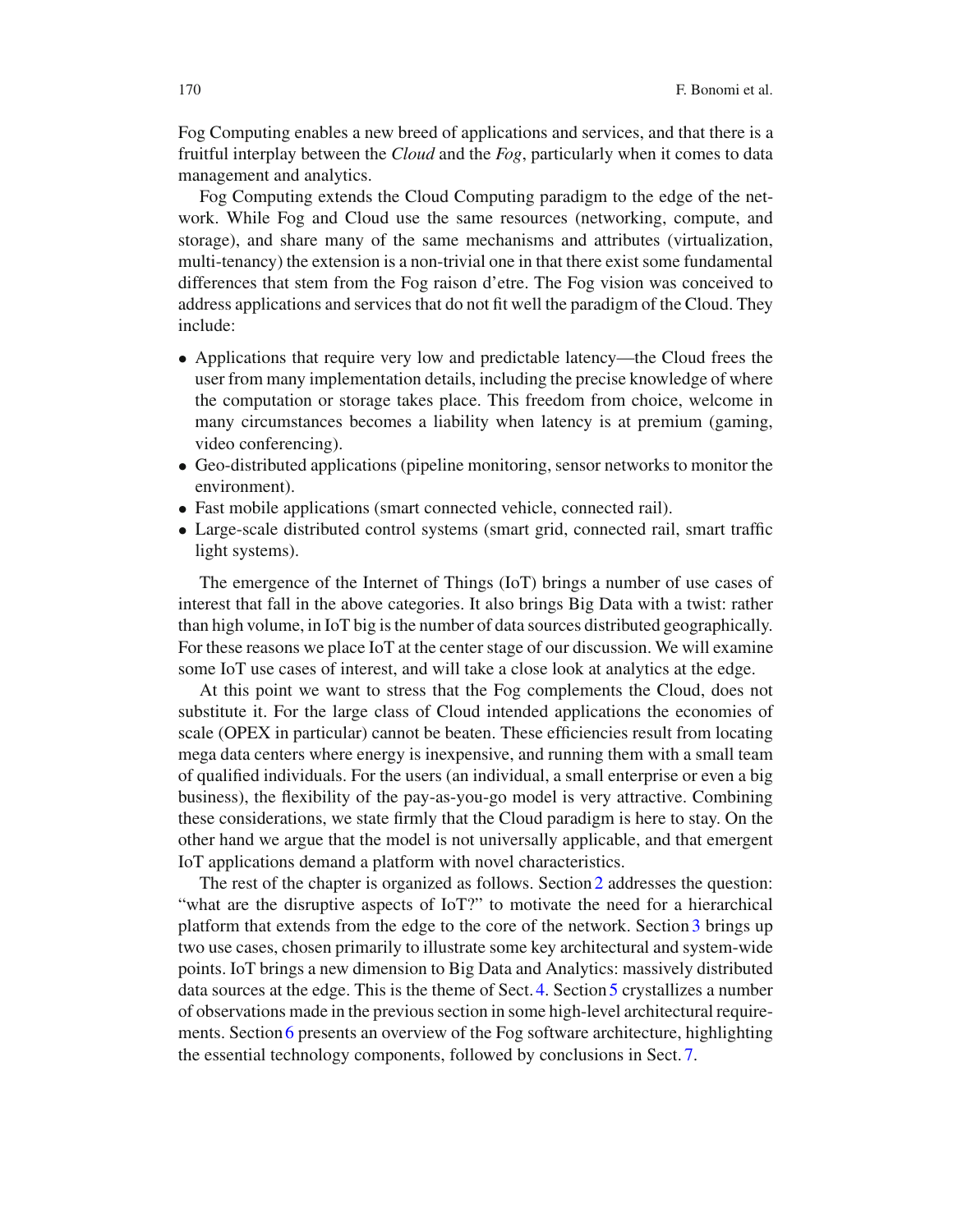Fog Computing enables a new breed of applications and services, and that there is a fruitful interplay between the *Cloud* and the *Fog*, particularly when it comes to data management and analytics.

Fog Computing extends the Cloud Computing paradigm to the edge of the network. While Fog and Cloud use the same resources (networking, compute, and storage), and share many of the same mechanisms and attributes (virtualization, multi-tenancy) the extension is a non-trivial one in that there exist some fundamental differences that stem from the Fog raison d'etre. The Fog vision was conceived to address applications and services that do not fit well the paradigm of the Cloud. They include:

- Applications that require very low and predictable latency—the Cloud frees the user from many implementation details, including the precise knowledge of where the computation or storage takes place. This freedom from choice, welcome in many circumstances becomes a liability when latency is at premium (gaming, video conferencing).
- Geo-distributed applications (pipeline monitoring, sensor networks to monitor the environment).
- Fast mobile applications (smart connected vehicle, connected rail).
- Large-scale distributed control systems (smart grid, connected rail, smart traffic light systems).

The emergence of the Internet of Things (IoT) brings a number of use cases of interest that fall in the above categories. It also brings Big Data with a twist: rather than high volume, in IoT big is the number of data sources distributed geographically. For these reasons we place IoT at the center stage of our discussion. We will examine some IoT use cases of interest, and will take a close look at analytics at the edge.

At this point we want to stress that the Fog complements the Cloud, does not substitute it. For the large class of Cloud intended applications the economies of scale (OPEX in particular) cannot be beaten. These efficiencies result from locating mega data centers where energy is inexpensive, and running them with a small team of qualified individuals. For the users (an individual, a small enterprise or even a big business), the flexibility of the pay-as-you-go model is very attractive. Combining these considerations, we state firmly that the Cloud paradigm is here to stay. On the other hand we argue that the model is not universally applicable, and that emergent IoT applications demand a platform with novel characteristics.

The rest of the chapter is organized as follows. Section 2 addresses the question: "what are the disruptive aspects of IoT?" to motivate the need for a hierarchical platform that extends from the edge to the core of the network. Section 3 brings up two use cases, chosen primarily to illustrate some key architectural and system-wide points. IoT brings a new dimension to Big Data and Analytics: massively distributed data sources at the edge. This is the theme of Sect. 4. Section 5 crystallizes a number of observations made in the previous section in some high-level architectural requirements. Section 6 presents an overview of the Fog software architecture, highlighting the essential technology components, followed by conclusions in Sect. 7.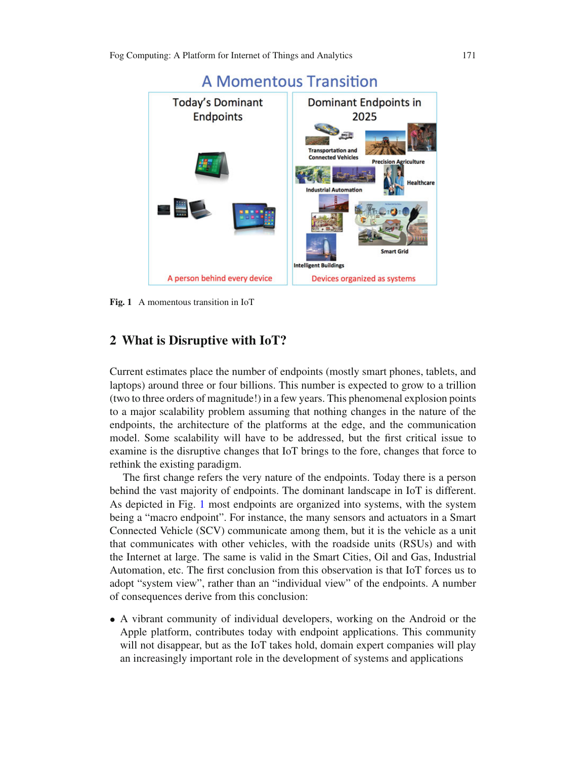Fig. 1 A momentous transition in IoT

## 2 What is Disruptive with IoT?

Current estimates place the number of endpoints (mostly smart phones, tablets, and laptops) around three or four billions. This number is expected to grow to a trillion (two to three orders of magnitude!) in a few years. This phenomenal explosion points to a major scalability problem assuming that nothing changes in the nature of the endpoints, the architecture of the platforms at the edge, and the communication model. Some scalability will have to be addressed, but the first critical issue to examine is the disruptive changes that IoT brings to the fore, changes that force to rethink the existing paradigm.

The first change refers the very nature of the endpoints. Today there is a person behind the vast majority of endpoints. The dominant landscape in IoT is different. As depicted in Fig. 1 most endpoints are organized into systems, with the system being a "macro endpoint". For instance, the many sensors and actuators in a Smart Connected Vehicle (SCV) communicate among them, but it is the vehicle as a unit that communicates with other vehicles, with the roadside units (RSUs) and with the Internet at large. The same is valid in the Smart Cities, Oil and Gas, Industrial Automation, etc. The first conclusion from this observation is that IoT forces us to adopt "system view", rather than an "individual view" of the endpoints. A number of consequences derive from this conclusion:

- A vibrant community of individual developers, working on the Android or the Apple platform, contributes today with endpoint applications. This community will not disappear, but as the IoT takes hold, domain expert companies will play an increasingly important role in the development of systems and applications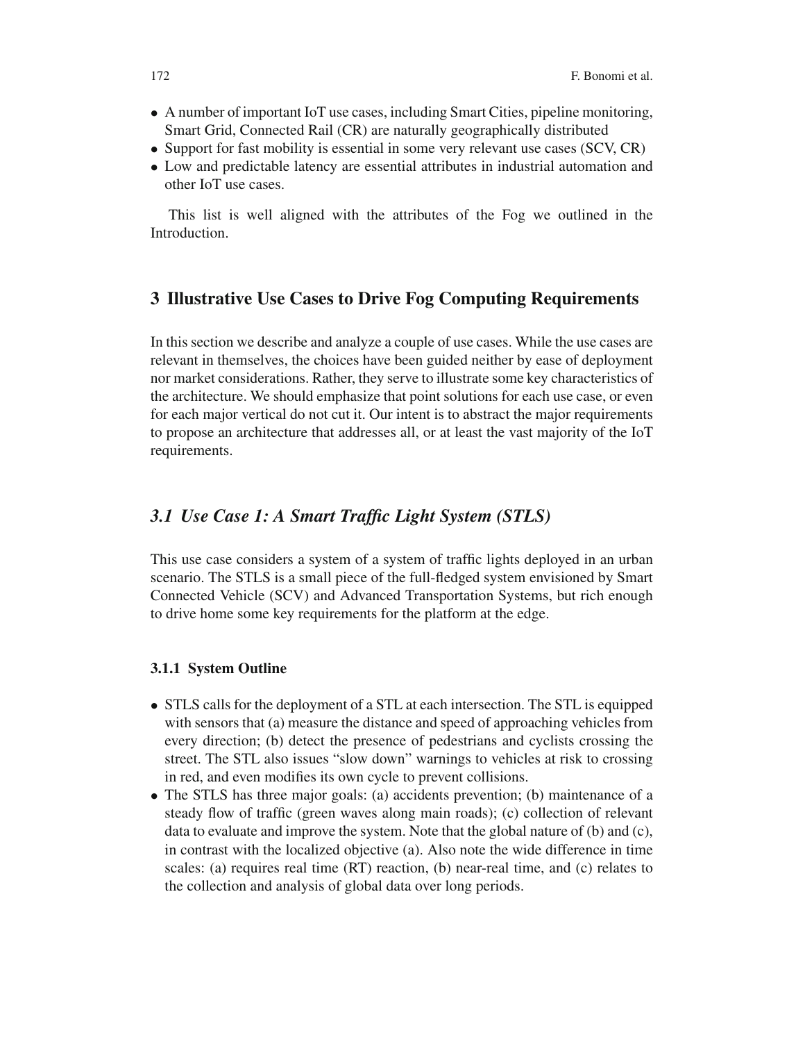- A number of important IoT use cases, including Smart Cities, pipeline monitoring, Smart Grid, Connected Rail (CR) are naturally geographically distributed
- Support for fast mobility is essential in some very relevant use cases (SCV, CR)
- Low and predictable latency are essential attributes in industrial automation and other IoT use cases.

This list is well aligned with the attributes of the Fog we outlined in the Introduction.

## 3 Illustrative Use Cases to Drive Fog Computing Requirements

In this section we describe and analyze a couple of use cases. While the use cases are relevant in themselves, the choices have been guided neither by ease of deployment nor market considerations. Rather, they serve to illustrate some key characteristics of the architecture. We should emphasize that point solutions for each use case, or even for each major vertical do not cut it. Our intent is to abstract the major requirements to propose an architecture that addresses all, or at least the vast majority of the IoT requirements.

### *3.1 Use Case 1: A Smart Traffic Light System (STLS)*

This use case considers a system of a system of traffic lights deployed in an urban scenario. The STLS is a small piece of the full-fledged system envisioned by Smart Connected Vehicle (SCV) and Advanced Transportation Systems, but rich enough to drive home some key requirements for the platform at the edge.

#### 3.1.1 System Outline

- STLS calls for the deployment of a STL at each intersection. The STL is equipped with sensors that (a) measure the distance and speed of approaching vehicles from every direction; (b) detect the presence of pedestrians and cyclists crossing the street. The STL also issues "slow down" warnings to vehicles at risk to crossing in red, and even modifies its own cycle to prevent collisions.
- The STLS has three major goals: (a) accidents prevention; (b) maintenance of a steady flow of traffic (green waves along main roads); (c) collection of relevant data to evaluate and improve the system. Note that the global nature of (b) and (c), in contrast with the localized objective (a). Also note the wide difference in time scales: (a) requires real time (RT) reaction, (b) near-real time, and (c) relates to the collection and analysis of global data over long periods.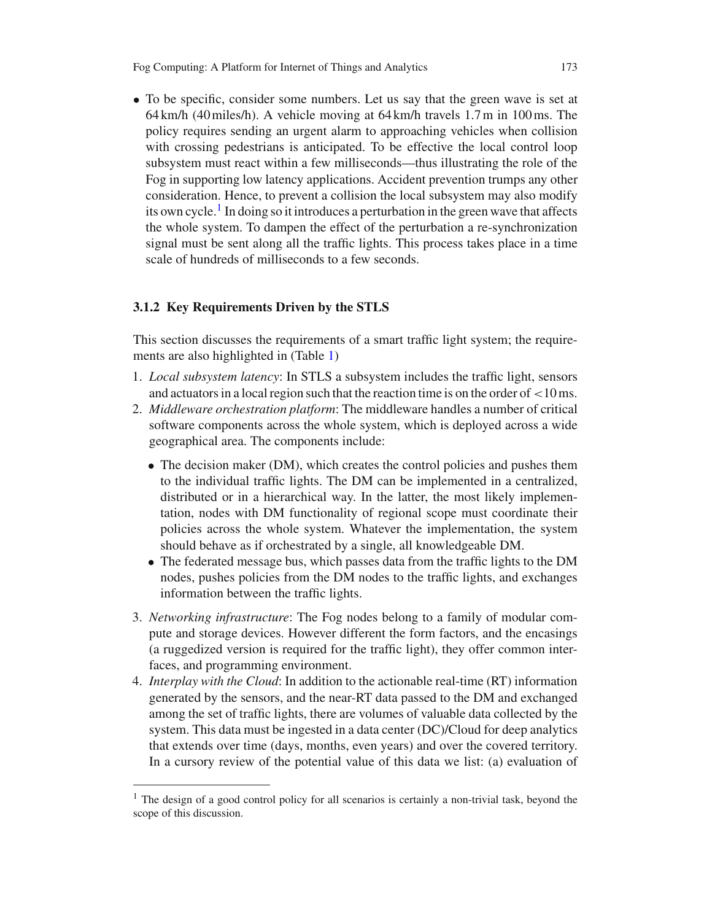- To be specific, consider some numbers. Let us say that the green wave is set at 64 km/h (40 miles/h). A vehicle moving at 64 km/h travels 1.7 m in 100 ms. The policy requires sending an urgent alarm to approaching vehicles when collision with crossing pedestrians is anticipated. To be effective the local control loop subsystem must react within a few milliseconds—thus illustrating the role of the Fog in supporting low latency applications. Accident prevention trumps any other consideration. Hence, to prevent a collision the local subsystem may also modify its own cycle.[1] In doing so it introduces a perturbation in the green wave that affects the whole system. To dampen the effect of the perturbation a re-synchronization signal must be sent along all the traffic lights. This process takes place in a time scale of hundreds of milliseconds to a few seconds.

### 3.1.2 Key Requirements Driven by the STLS

This section discusses the requirements of a smart traffic light system; the requirements are also highlighted in (Table 1)

1. *Local subsystem latency*: In STLS a subsystem includes the traffic light, sensors and actuators in a local region such that the reaction time is on the order of $<10$ ms.
2. *Middleware orchestration platform*: The middleware handles a number of critical software components across the whole system, which is deployed across a wide geographical area. The components include:
   - The decision maker (DM), which creates the control policies and pushes them to the individual traffic lights. The DM can be implemented in a centralized, distributed or in a hierarchical way. In the latter, the most likely implementation, nodes with DM functionality of regional scope must coordinate their policies across the whole system. Whatever the implementation, the system should behave as if orchestrated by a single, all knowledgeable DM.
   - The federated message bus, which passes data from the traffic lights to the DM nodes, pushes policies from the DM nodes to the traffic lights, and exchanges information between the traffic lights.
3. *Networking infrastructure*: The Fog nodes belong to a family of modular compute and storage devices. However different the form factors, and the encasings (a ruggedized version is required for the traffic light), they offer common interfaces, and programming environment.
4. *Interplay with the Cloud*: In addition to the actionable real-time (RT) information generated by the sensors, and the near-RT data passed to the DM and exchanged among the set of traffic lights, there are volumes of valuable data collected by the system. This data must be ingested in a data center (DC)/Cloud for deep analytics that extends over time (days, months, even years) and over the covered territory. In a cursory review of the potential value of this data we list: (a) evaluation of

[1] The design of a good control policy for all scenarios is certainly a non-trivial task, beyond the scope of this discussion.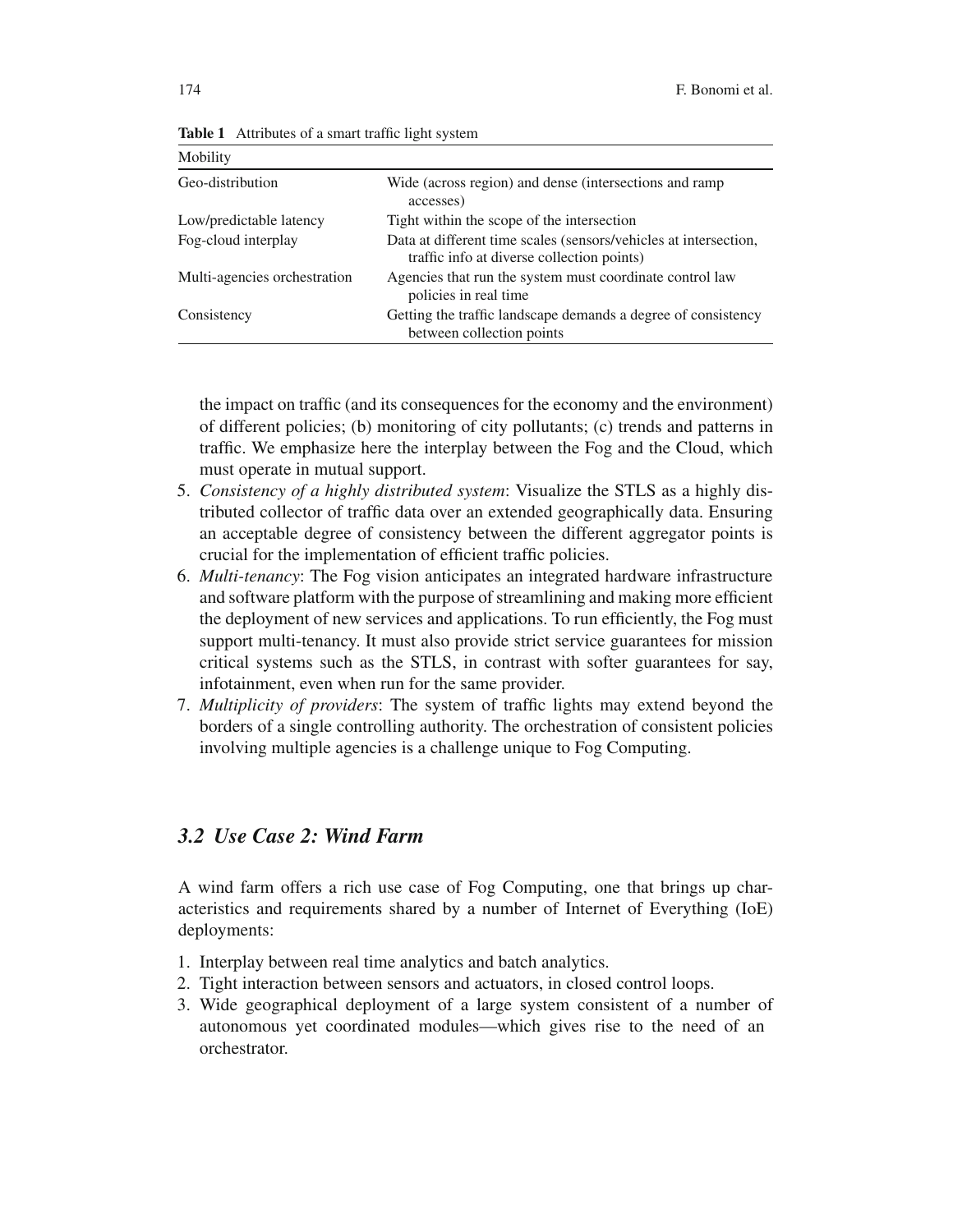**Table 1** Attributes of a smart traffic light system

| Mobility | |
|---|---|
| Geo-distribution | Wide (across region) and dense (intersections and ramp accesses) |
| Low/predictable latency | Tight within the scope of the intersection |
| Fog-cloud interplay | Data at different time scales (sensors/vehicles at intersection, traffic info at diverse collection points) |
| Multi-agencies orchestration | Agencies that run the system must coordinate control law policies in real time |
| Consistency | Getting the traffic landscape demands a degree of consistency between collection points |

the impact on traffic (and its consequences for the economy and the environment) of different policies; (b) monitoring of city pollutants; (c) trends and patterns in traffic. We emphasize here the interplay between the Fog and the Cloud, which must operate in mutual support.

5. *Consistency of a highly distributed system*: Visualize the STLS as a highly distributed collector of traffic data over an extended geographically data. Ensuring an acceptable degree of consistency between the different aggregator points is crucial for the implementation of efficient traffic policies.
6. *Multi-tenancy*: The Fog vision anticipates an integrated hardware infrastructure and software platform with the purpose of streamlining and making more efficient the deployment of new services and applications. To run efficiently, the Fog must support multi-tenancy. It must also provide strict service guarantees for mission critical systems such as the STLS, in contrast with softer guarantees for say, infotainment, even when run for the same provider.
7. *Multiplicity of providers*: The system of traffic lights may extend beyond the borders of a single controlling authority. The orchestration of consistent policies involving multiple agencies is a challenge unique to Fog Computing.

### *3.2 Use Case 2: Wind Farm*

A wind farm offers a rich use case of Fog Computing, one that brings up characteristics and requirements shared by a number of Internet of Everything (IoE) deployments:

1. Interplay between real time analytics and batch analytics.
2. Tight interaction between sensors and actuators, in closed control loops.
3. Wide geographical deployment of a large system consistent of a number of autonomous yet coordinated modules—which gives rise to the need of an orchestrator.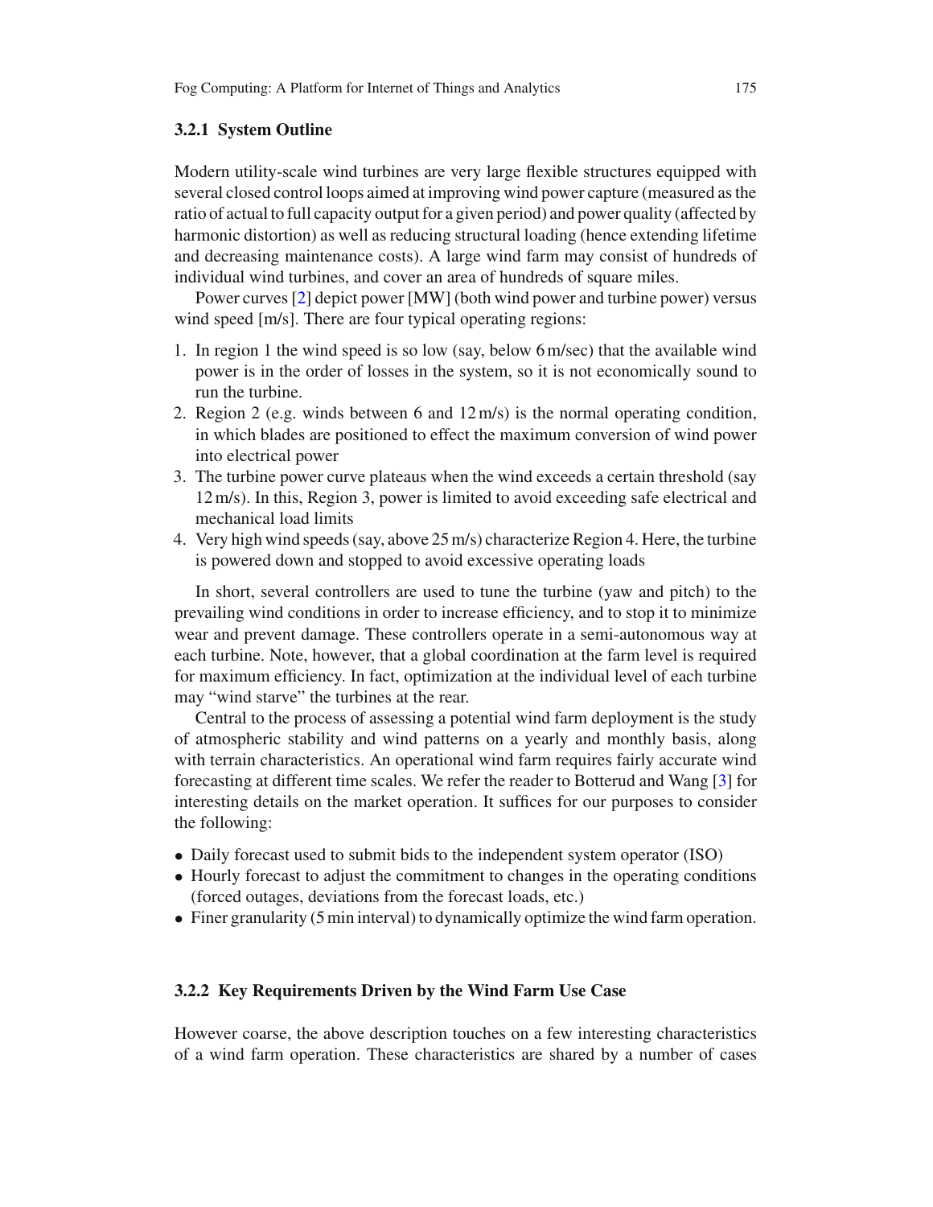### 3.2.1 System Outline

Modern utility-scale wind turbines are very large flexible structures equipped with several closed control loops aimed at improving wind power capture (measured as the ratio of actual to full capacity output for a given period) and power quality (affected by harmonic distortion) as well as reducing structural loading (hence extending lifetime and decreasing maintenance costs). A large wind farm may consist of hundreds of individual wind turbines, and cover an area of hundreds of square miles.

Power curves [2] depict power [MW] (both wind power and turbine power) versus wind speed [m/s]. There are four typical operating regions:

1. In region 1 the wind speed is so low (say, below 6 m/sec) that the available wind power is in the order of losses in the system, so it is not economically sound to run the turbine.
2. Region 2 (e.g. winds between 6 and 12 m/s) is the normal operating condition, in which blades are positioned to effect the maximum conversion of wind power into electrical power
3. The turbine power curve plateaus when the wind exceeds a certain threshold (say 12 m/s). In this, Region 3, power is limited to avoid exceeding safe electrical and mechanical load limits
4. Very high wind speeds (say, above 25 m/s) characterize Region 4. Here, the turbine is powered down and stopped to avoid excessive operating loads

In short, several controllers are used to tune the turbine (yaw and pitch) to the prevailing wind conditions in order to increase efficiency, and to stop it to minimize wear and prevent damage. These controllers operate in a semi-autonomous way at each turbine. Note, however, that a global coordination at the farm level is required for maximum efficiency. In fact, optimization at the individual level of each turbine may "wind starve" the turbines at the rear.

Central to the process of assessing a potential wind farm deployment is the study of atmospheric stability and wind patterns on a yearly and monthly basis, along with terrain characteristics. An operational wind farm requires fairly accurate wind forecasting at different time scales. We refer the reader to Botterud and Wang [3] for interesting details on the market operation. It suffices for our purposes to consider the following:

- Daily forecast used to submit bids to the independent system operator (ISO)
- Hourly forecast to adjust the commitment to changes in the operating conditions (forced outages, deviations from the forecast loads, etc.)
- Finer granularity (5 min interval) to dynamically optimize the wind farm operation.

### 3.2.2 Key Requirements Driven by the Wind Farm Use Case

However coarse, the above description touches on a few interesting characteristics of a wind farm operation. These characteristics are shared by a number of cases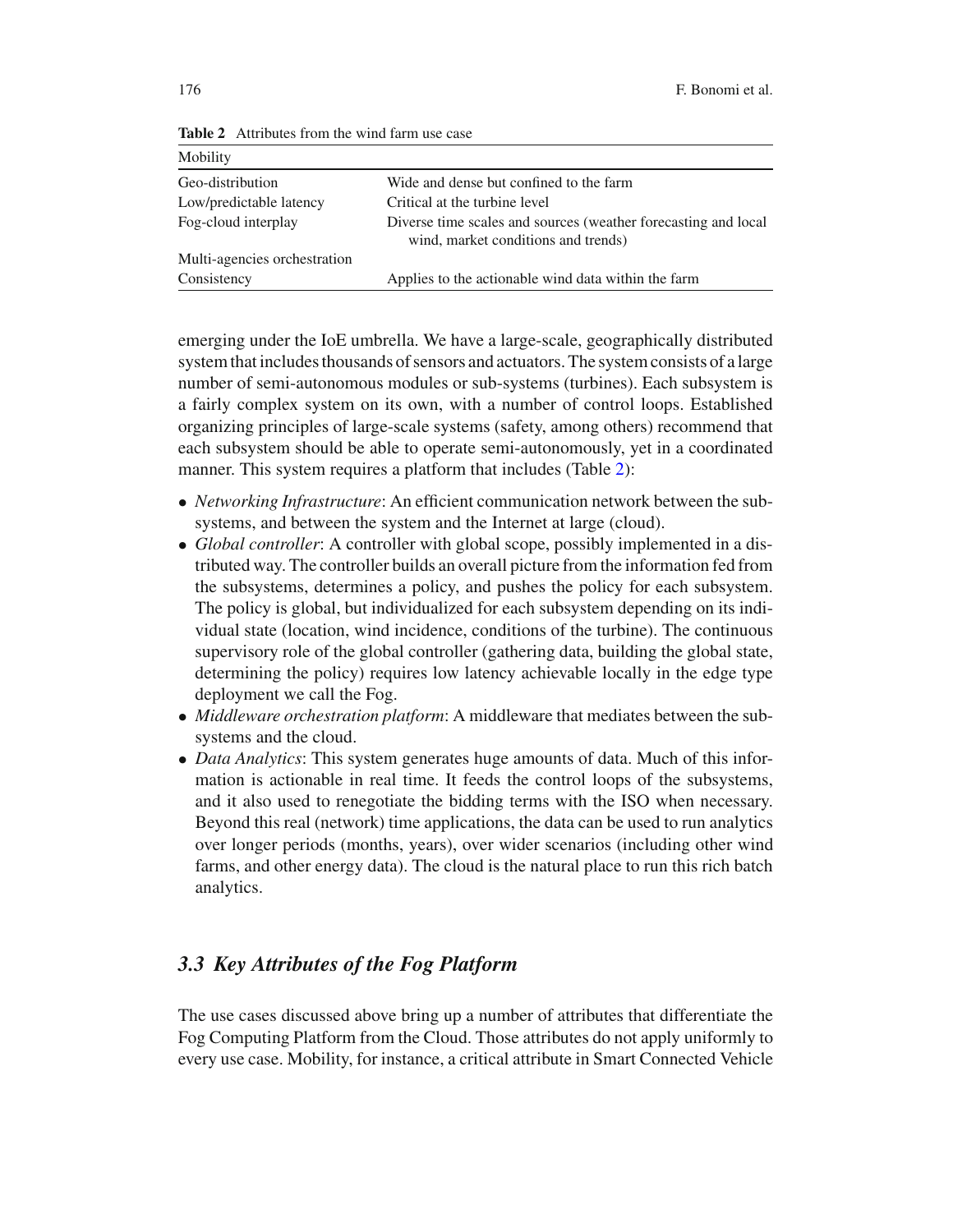**Table 2** Attributes from the wind farm use case

| Mobility | |
|---|---|
| Geo-distribution | Wide and dense but confined to the farm |
| Low/predictable latency | Critical at the turbine level |
| Fog-cloud interplay | Diverse time scales and sources (weather forecasting and local wind, market conditions and trends) |
| Multi-agencies orchestration | |
| Consistency | Applies to the actionable wind data within the farm |

emerging under the IoE umbrella. We have a large-scale, geographically distributed system that includes thousands of sensors and actuators. The system consists of a large number of semi-autonomous modules or sub-systems (turbines). Each subsystem is a fairly complex system on its own, with a number of control loops. Established organizing principles of large-scale systems (safety, among others) recommend that each subsystem should be able to operate semi-autonomously, yet in a coordinated manner. This system requires a platform that includes (Table 2):

- *Networking Infrastructure*: An efficient communication network between the subsystems, and between the system and the Internet at large (cloud).
- *Global controller*: A controller with global scope, possibly implemented in a distributed way. The controller builds an overall picture from the information fed from the subsystems, determines a policy, and pushes the policy for each subsystem. The policy is global, but individualized for each subsystem depending on its individual state (location, wind incidence, conditions of the turbine). The continuous supervisory role of the global controller (gathering data, building the global state, determining the policy) requires low latency achievable locally in the edge type deployment we call the Fog.
- *Middleware orchestration platform*: A middleware that mediates between the subsystems and the cloud.
- *Data Analytics*: This system generates huge amounts of data. Much of this information is actionable in real time. It feeds the control loops of the subsystems, and it also used to renegotiate the bidding terms with the ISO when necessary. Beyond this real (network) time applications, the data can be used to run analytics over longer periods (months, years), over wider scenarios (including other wind farms, and other energy data). The cloud is the natural place to run this rich batch analytics.

### *3.3 Key Attributes of the Fog Platform*

The use cases discussed above bring up a number of attributes that differentiate the Fog Computing Platform from the Cloud. Those attributes do not apply uniformly to every use case. Mobility, for instance, a critical attribute in Smart Connected Vehicle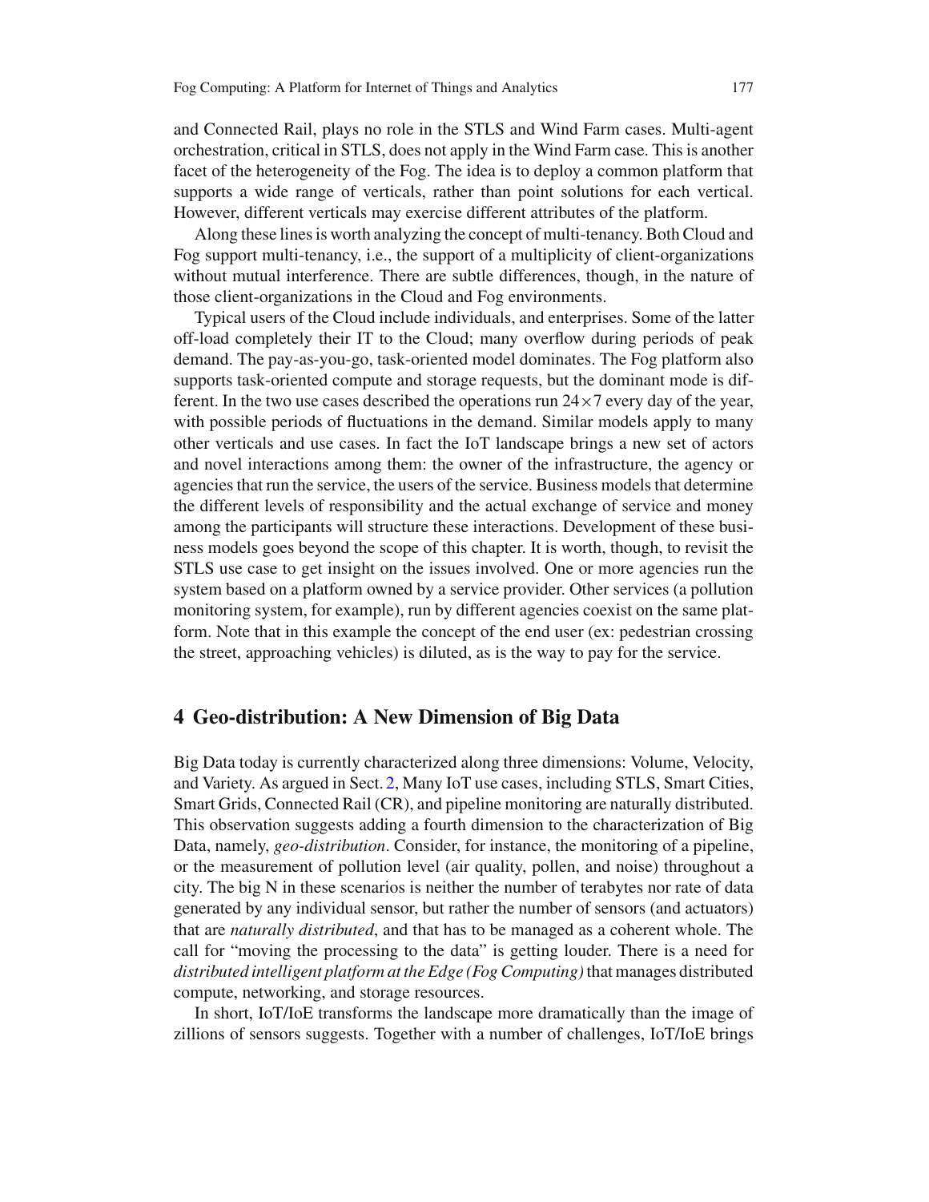and Connected Rail, plays no role in the STLS and Wind Farm cases. Multi-agent orchestration, critical in STLS, does not apply in the Wind Farm case. This is another facet of the heterogeneity of the Fog. The idea is to deploy a common platform that supports a wide range of verticals, rather than point solutions for each vertical. However, different verticals may exercise different attributes of the platform.

Along these lines is worth analyzing the concept of multi-tenancy. Both Cloud and Fog support multi-tenancy, i.e., the support of a multiplicity of client-organizations without mutual interference. There are subtle differences, though, in the nature of those client-organizations in the Cloud and Fog environments.

Typical users of the Cloud include individuals, and enterprises. Some of the latter off-load completely their IT to the Cloud; many overflow during periods of peak demand. The pay-as-you-go, task-oriented model dominates. The Fog platform also supports task-oriented compute and storage requests, but the dominant mode is different. In the two use cases described the operations run $24 \times 7$ every day of the year, with possible periods of fluctuations in the demand. Similar models apply to many other verticals and use cases. In fact the IoT landscape brings a new set of actors and novel interactions among them: the owner of the infrastructure, the agency or agencies that run the service, the users of the service. Business models that determine the different levels of responsibility and the actual exchange of service and money among the participants will structure these interactions. Development of these business models goes beyond the scope of this chapter. It is worth, though, to revisit the STLS use case to get insight on the issues involved. One or more agencies run the system based on a platform owned by a service provider. Other services (a pollution monitoring system, for example), run by different agencies coexist on the same platform. Note that in this example the concept of the end user (ex: pedestrian crossing the street, approaching vehicles) is diluted, as is the way to pay for the service.

## 4 Geo-distribution: A New Dimension of Big Data

Big Data today is currently characterized along three dimensions: Volume, Velocity, and Variety. As argued in Sect. 2, Many IoT use cases, including STLS, Smart Cities, Smart Grids, Connected Rail (CR), and pipeline monitoring are naturally distributed. This observation suggests adding a fourth dimension to the characterization of Big Data, namely, *geo-distribution*. Consider, for instance, the monitoring of a pipeline, or the measurement of pollution level (air quality, pollen, and noise) throughout a city. The big N in these scenarios is neither the number of terabytes nor rate of data generated by any individual sensor, but rather the number of sensors (and actuators) that are *naturally distributed*, and that has to be managed as a coherent whole. The call for "moving the processing to the data" is getting louder. There is a need for *distributed intelligent platform at the Edge (Fog Computing)* that manages distributed compute, networking, and storage resources.

In short, IoT/IoE transforms the landscape more dramatically than the image of zillions of sensors suggests. Together with a number of challenges, IoT/IoE brings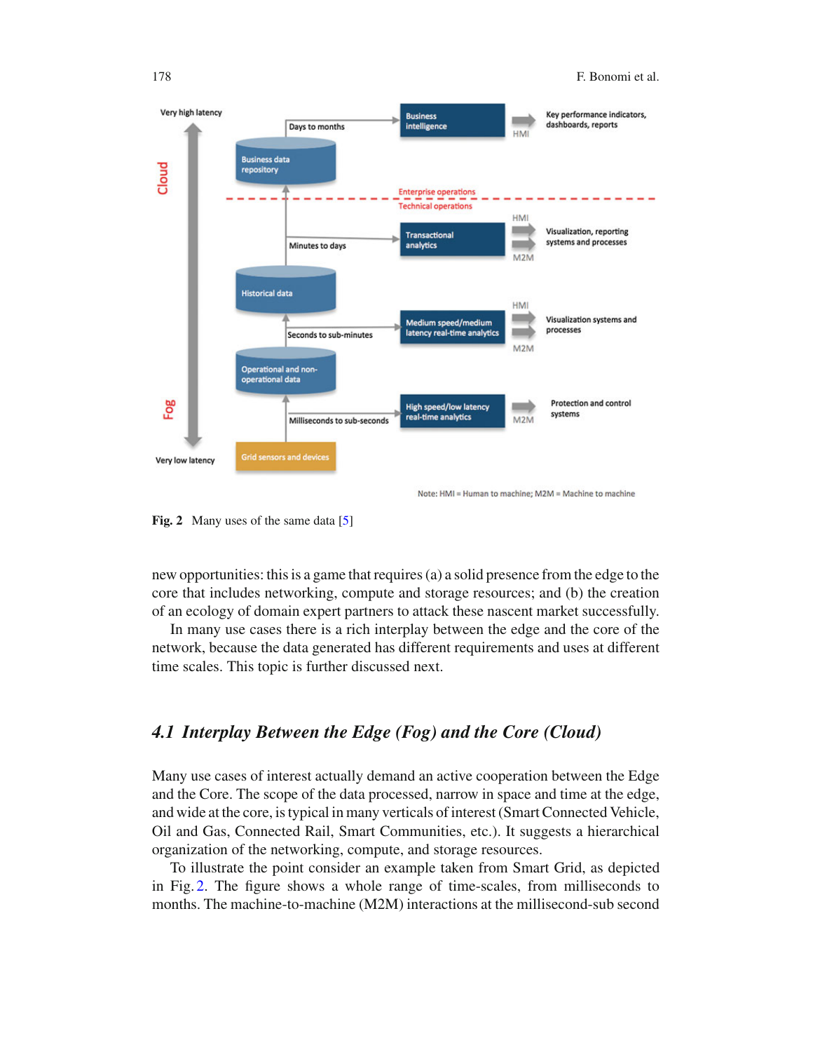Very high latency

Cloud

Fog

Very low latency

Days to months

Business intelligence

Key performance indicators, dashboards, reports

Business data repository

Enterprise operations

Technical operations

Minutes to days

Transactional analytics

Visualization, reporting systems and processes

Historical data

Seconds to sub-minutes

Medium speed/medium latency real-time analytics

Visualization systems and processes

Operational and non-operational data

Milliseconds to sub-seconds

High speed/low latency real-time analytics

Protection and control systems

Grid sensors and devices

HMI

M2M

Note: HMI = Human to machine; M2M = Machine to machine

**Fig. 2** Many uses of the same data [5]

new opportunities: this is a game that requires (a) a solid presence from the edge to the core that includes networking, compute and storage resources; and (b) the creation of an ecology of domain expert partners to attack these nascent market successfully.

In many use cases there is a rich interplay between the edge and the core of the network, because the data generated has different requirements and uses at different time scales. This topic is further discussed next.

### *4.1 Interplay Between the Edge (Fog) and the Core (Cloud)*

Many use cases of interest actually demand an active cooperation between the Edge and the Core. The scope of the data processed, narrow in space and time at the edge, and wide at the core, is typical in many verticals of interest (Smart Connected Vehicle, Oil and Gas, Connected Rail, Smart Communities, etc.). It suggests a hierarchical organization of the networking, compute, and storage resources.

To illustrate the point consider an example taken from Smart Grid, as depicted in Fig. 2. The figure shows a whole range of time-scales, from milliseconds to months. The machine-to-machine (M2M) interactions at the millisecond-sub second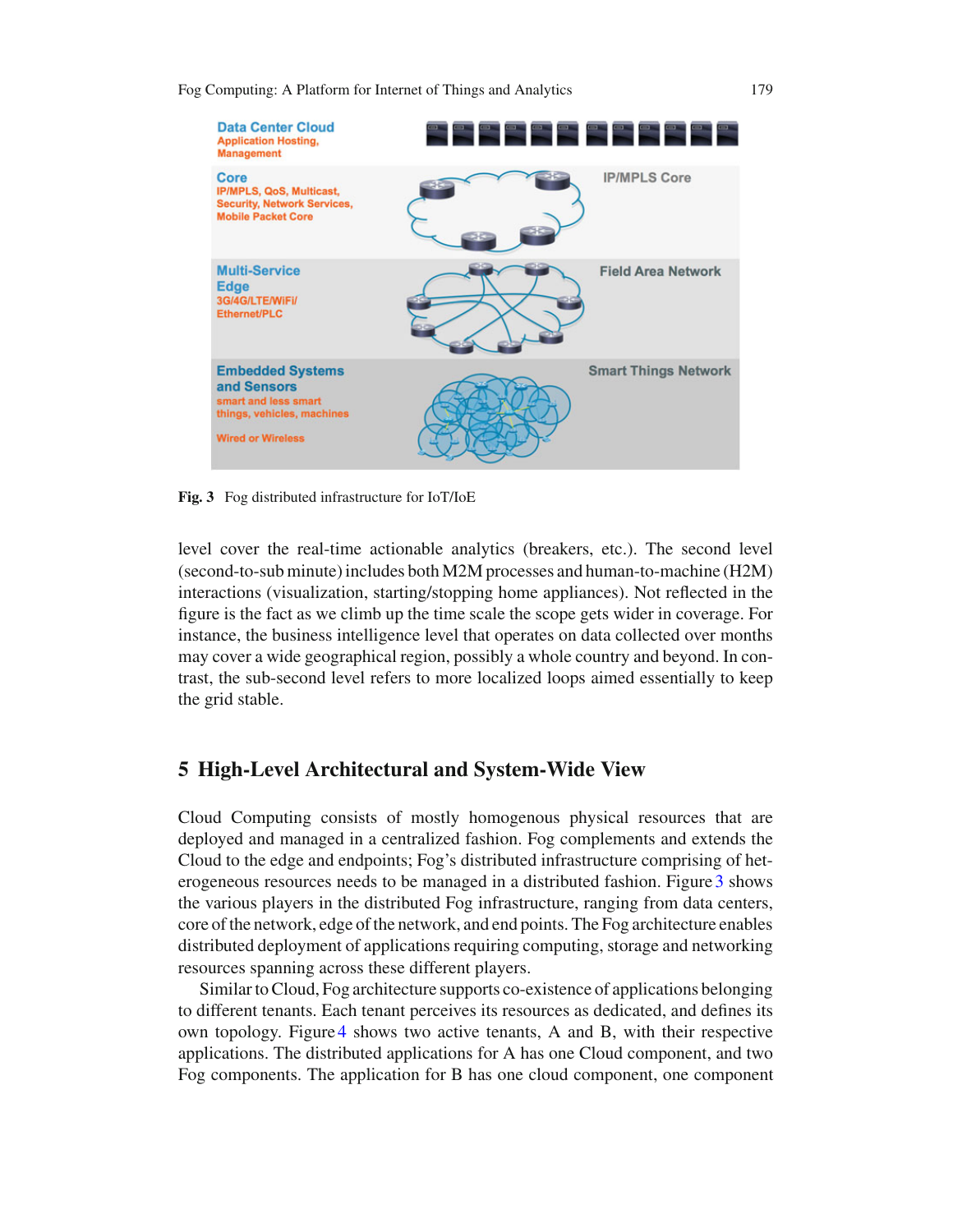Fig. 3 Fog distributed infrastructure for IoT/IoE

level cover the real-time actionable analytics (breakers, etc.). The second level (second-to-sub minute) includes both M2M processes and human-to-machine (H2M) interactions (visualization, starting/stopping home appliances). Not reflected in the figure is the fact as we climb up the time scale the scope gets wider in coverage. For instance, the business intelligence level that operates on data collected over months may cover a wide geographical region, possibly a whole country and beyond. In contrast, the sub-second level refers to more localized loops aimed essentially to keep the grid stable.

## 5 High-Level Architectural and System-Wide View

Cloud Computing consists of mostly homogenous physical resources that are deployed and managed in a centralized fashion. Fog complements and extends the Cloud to the edge and endpoints; Fog's distributed infrastructure comprising of heterogeneous resources needs to be managed in a distributed fashion. Figure 3 shows the various players in the distributed Fog infrastructure, ranging from data centers, core of the network, edge of the network, and end points. The Fog architecture enables distributed deployment of applications requiring computing, storage and networking resources spanning across these different players.

Similar to Cloud, Fog architecture supports co-existence of applications belonging to different tenants. Each tenant perceives its resources as dedicated, and defines its own topology. Figure 4 shows two active tenants, A and B, with their respective applications. The distributed applications for A has one Cloud component, and two Fog components. The application for B has one cloud component, one component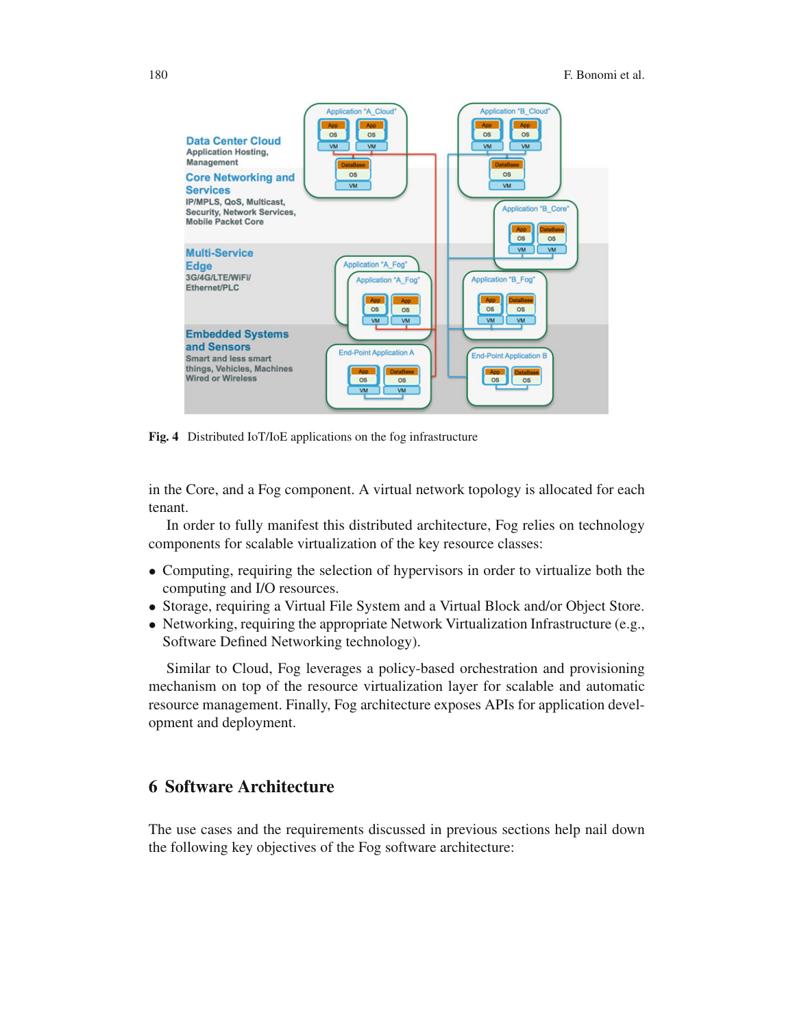Fig. 4 Distributed IoT/IoE applications on the fog infrastructure

in the Core, and a Fog component. A virtual network topology is allocated for each tenant.

In order to fully manifest this distributed architecture, Fog relies on technology components for scalable virtualization of the key resource classes:

- Computing, requiring the selection of hypervisors in order to virtualize both the computing and I/O resources.
- Storage, requiring a Virtual File System and a Virtual Block and/or Object Store.
- Networking, requiring the appropriate Network Virtualization Infrastructure (e.g., Software Defined Networking technology).

Similar to Cloud, Fog leverages a policy-based orchestration and provisioning mechanism on top of the resource virtualization layer for scalable and automatic resource management. Finally, Fog architecture exposes APIs for application development and deployment.

## 6 Software Architecture

The use cases and the requirements discussed in previous sections help nail down the following key objectives of the Fog software architecture: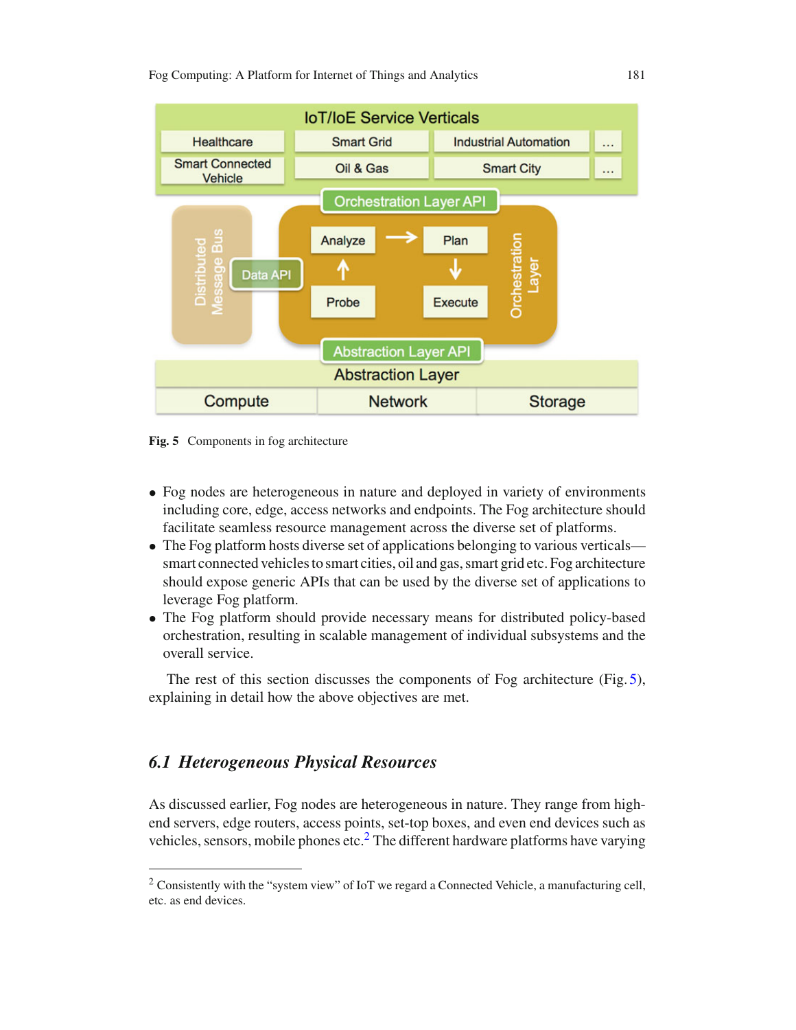Fig. 5 Components in fog architecture

- Fog nodes are heterogeneous in nature and deployed in variety of environments including core, edge, access networks and endpoints. The Fog architecture should facilitate seamless resource management across the diverse set of platforms.
- The Fog platform hosts diverse set of applications belonging to various verticals—smart connected vehicles to smart cities, oil and gas, smart grid etc. Fog architecture should expose generic APIs that can be used by the diverse set of applications to leverage Fog platform.
- The Fog platform should provide necessary means for distributed policy-based orchestration, resulting in scalable management of individual subsystems and the overall service.

The rest of this section discusses the components of Fog architecture (Fig. 5), explaining in detail how the above objectives are met.

## 6.1 Heterogeneous Physical Resources

As discussed earlier, Fog nodes are heterogeneous in nature. They range from high-end servers, edge routers, access points, set-top boxes, and even end devices such as vehicles, sensors, mobile phones etc.[2] The different hardware platforms have varying

[2] Consistently with the "system view" of IoT we regard a Connected Vehicle, a manufacturing cell, etc. as end devices.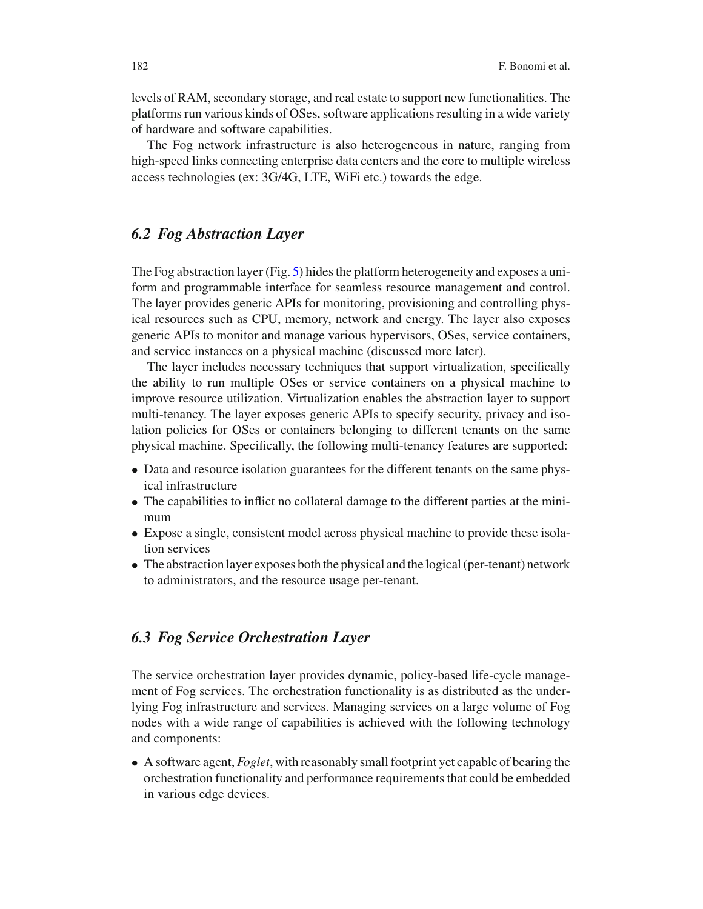levels of RAM, secondary storage, and real estate to support new functionalities. The platforms run various kinds of OSes, software applications resulting in a wide variety of hardware and software capabilities.

The Fog network infrastructure is also heterogeneous in nature, ranging from high-speed links connecting enterprise data centers and the core to multiple wireless access technologies (ex: 3G/4G, LTE, WiFi etc.) towards the edge.

## 6.2 Fog Abstraction Layer

The Fog abstraction layer (Fig. 5) hides the platform heterogeneity and exposes a uniform and programmable interface for seamless resource management and control. The layer provides generic APIs for monitoring, provisioning and controlling physical resources such as CPU, memory, network and energy. The layer also exposes generic APIs to monitor and manage various hypervisors, OSes, service containers, and service instances on a physical machine (discussed more later).

The layer includes necessary techniques that support virtualization, specifically the ability to run multiple OSes or service containers on a physical machine to improve resource utilization. Virtualization enables the abstraction layer to support multi-tenancy. The layer exposes generic APIs to specify security, privacy and isolation policies for OSes or containers belonging to different tenants on the same physical machine. Specifically, the following multi-tenancy features are supported:

- Data and resource isolation guarantees for the different tenants on the same physical infrastructure
- The capabilities to inflict no collateral damage to the different parties at the minimum
- Expose a single, consistent model across physical machine to provide these isolation services
- The abstraction layer exposes both the physical and the logical (per-tenant) network to administrators, and the resource usage per-tenant.

## 6.3 Fog Service Orchestration Layer

The service orchestration layer provides dynamic, policy-based life-cycle management of Fog services. The orchestration functionality is as distributed as the underlying Fog infrastructure and services. Managing services on a large volume of Fog nodes with a wide range of capabilities is achieved with the following technology and components:

- A software agent, *Foglet*, with reasonably small footprint yet capable of bearing the orchestration functionality and performance requirements that could be embedded in various edge devices.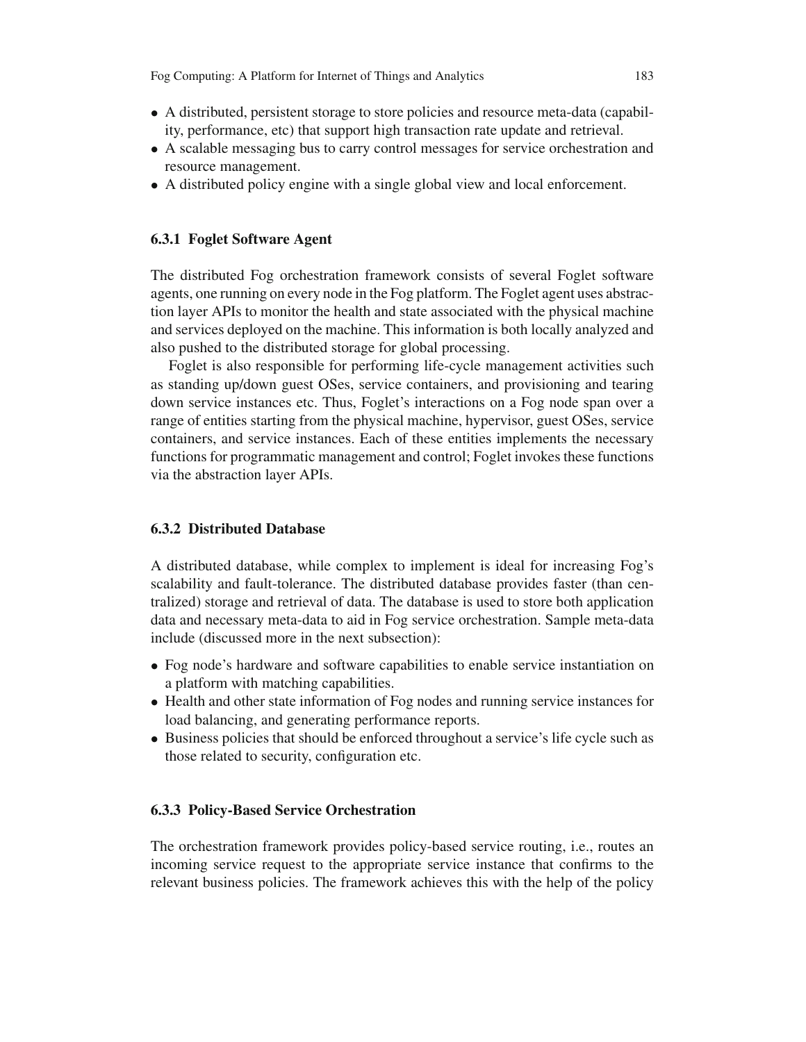- A distributed, persistent storage to store policies and resource meta-data (capability, performance, etc) that support high transaction rate update and retrieval.
- A scalable messaging bus to carry control messages for service orchestration and resource management.
- A distributed policy engine with a single global view and local enforcement.

### 6.3.1 Foglet Software Agent

The distributed Fog orchestration framework consists of several Foglet software agents, one running on every node in the Fog platform. The Foglet agent uses abstraction layer APIs to monitor the health and state associated with the physical machine and services deployed on the machine. This information is both locally analyzed and also pushed to the distributed storage for global processing.

Foglet is also responsible for performing life-cycle management activities such as standing up/down guest OSes, service containers, and provisioning and tearing down service instances etc. Thus, Foglet's interactions on a Fog node span over a range of entities starting from the physical machine, hypervisor, guest OSes, service containers, and service instances. Each of these entities implements the necessary functions for programmatic management and control; Foglet invokes these functions via the abstraction layer APIs.

### 6.3.2 Distributed Database

A distributed database, while complex to implement is ideal for increasing Fog's scalability and fault-tolerance. The distributed database provides faster (than centralized) storage and retrieval of data. The database is used to store both application data and necessary meta-data to aid in Fog service orchestration. Sample meta-data include (discussed more in the next subsection):

- Fog node's hardware and software capabilities to enable service instantiation on a platform with matching capabilities.
- Health and other state information of Fog nodes and running service instances for load balancing, and generating performance reports.
- Business policies that should be enforced throughout a service's life cycle such as those related to security, configuration etc.

### 6.3.3 Policy-Based Service Orchestration

The orchestration framework provides policy-based service routing, i.e., routes an incoming service request to the appropriate service instance that confirms to the relevant business policies. The framework achieves this with the help of the policy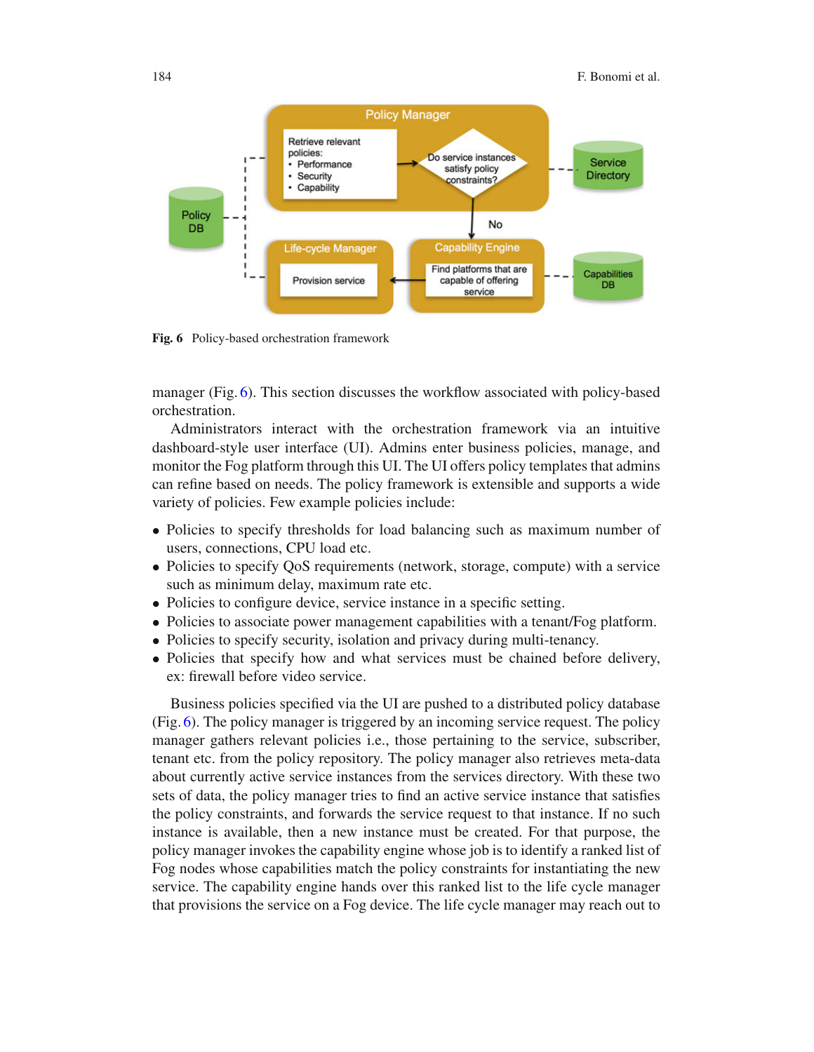Fig. 6 Policy-based orchestration framework

manager (Fig. 6). This section discusses the workflow associated with policy-based orchestration.

Administrators interact with the orchestration framework via an intuitive dashboard-style user interface (UI). Admins enter business policies, manage, and monitor the Fog platform through this UI. The UI offers policy templates that admins can refine based on needs. The policy framework is extensible and supports a wide variety of policies. Few example policies include:

- Policies to specify thresholds for load balancing such as maximum number of users, connections, CPU load etc.
- Policies to specify QoS requirements (network, storage, compute) with a service such as minimum delay, maximum rate etc.
- Policies to configure device, service instance in a specific setting.
- Policies to associate power management capabilities with a tenant/Fog platform.
- Policies to specify security, isolation and privacy during multi-tenancy.
- Policies that specify how and what services must be chained before delivery, ex: firewall before video service.

Business policies specified via the UI are pushed to a distributed policy database (Fig. 6). The policy manager is triggered by an incoming service request. The policy manager gathers relevant policies i.e., those pertaining to the service, subscriber, tenant etc. from the policy repository. The policy manager also retrieves meta-data about currently active service instances from the services directory. With these two sets of data, the policy manager tries to find an active service instance that satisfies the policy constraints, and forwards the service request to that instance. If no such instance is available, then a new instance must be created. For that purpose, the policy manager invokes the capability engine whose job is to identify a ranked list of Fog nodes whose capabilities match the policy constraints for instantiating the new service. The capability engine hands over this ranked list to the life cycle manager that provisions the service on a Fog device. The life cycle manager may reach out to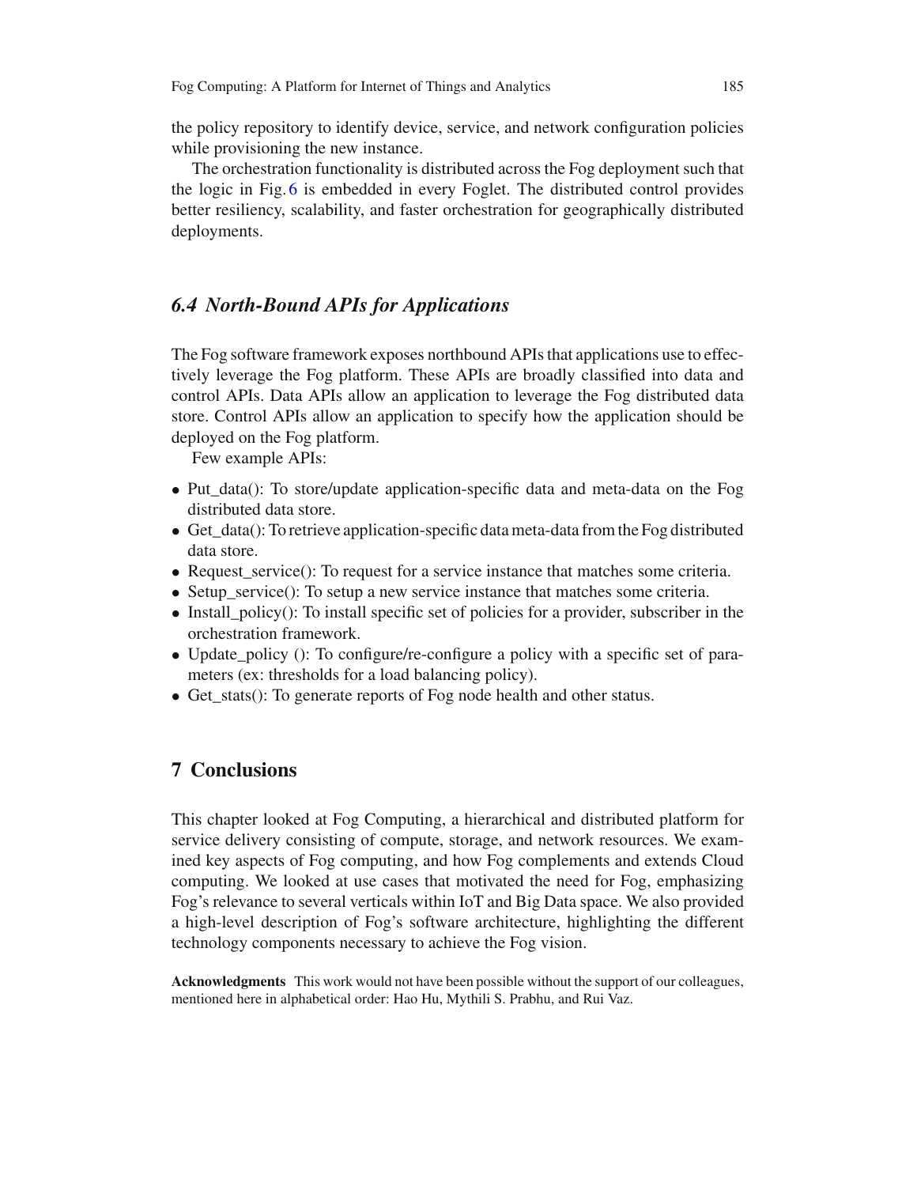the policy repository to identify device, service, and network configuration policies while provisioning the new instance.

The orchestration functionality is distributed across the Fog deployment such that the logic in Fig. 6 is embedded in every Foglet. The distributed control provides better resiliency, scalability, and faster orchestration for geographically distributed deployments.

### *6.4 North-Bound APIs for Applications*

The Fog software framework exposes northbound APIs that applications use to effectively leverage the Fog platform. These APIs are broadly classified into data and control APIs. Data APIs allow an application to leverage the Fog distributed data store. Control APIs allow an application to specify how the application should be deployed on the Fog platform.

Few example APIs:

- Put_data(): To store/update application-specific data and meta-data on the Fog distributed data store.
- Get_data(): To retrieve application-specific data meta-data from the Fog distributed data store.
- Request_service(): To request for a service instance that matches some criteria.
- Setup_service(): To setup a new service instance that matches some criteria.
- Install_policy(): To install specific set of policies for a provider, subscriber in the orchestration framework.
- Update_policy (): To configure/re-configure a policy with a specific set of parameters (ex: thresholds for a load balancing policy).
- Get_stats(): To generate reports of Fog node health and other status.

## 7 Conclusions

This chapter looked at Fog Computing, a hierarchical and distributed platform for service delivery consisting of compute, storage, and network resources. We examined key aspects of Fog computing, and how Fog complements and extends Cloud computing. We looked at use cases that motivated the need for Fog, emphasizing Fog's relevance to several verticals within IoT and Big Data space. We also provided a high-level description of Fog's software architecture, highlighting the different technology components necessary to achieve the Fog vision.

**Acknowledgments** This work would not have been possible without the support of our colleagues, mentioned here in alphabetical order: Hao Hu, Mythili S. Prabhu, and Rui Vaz.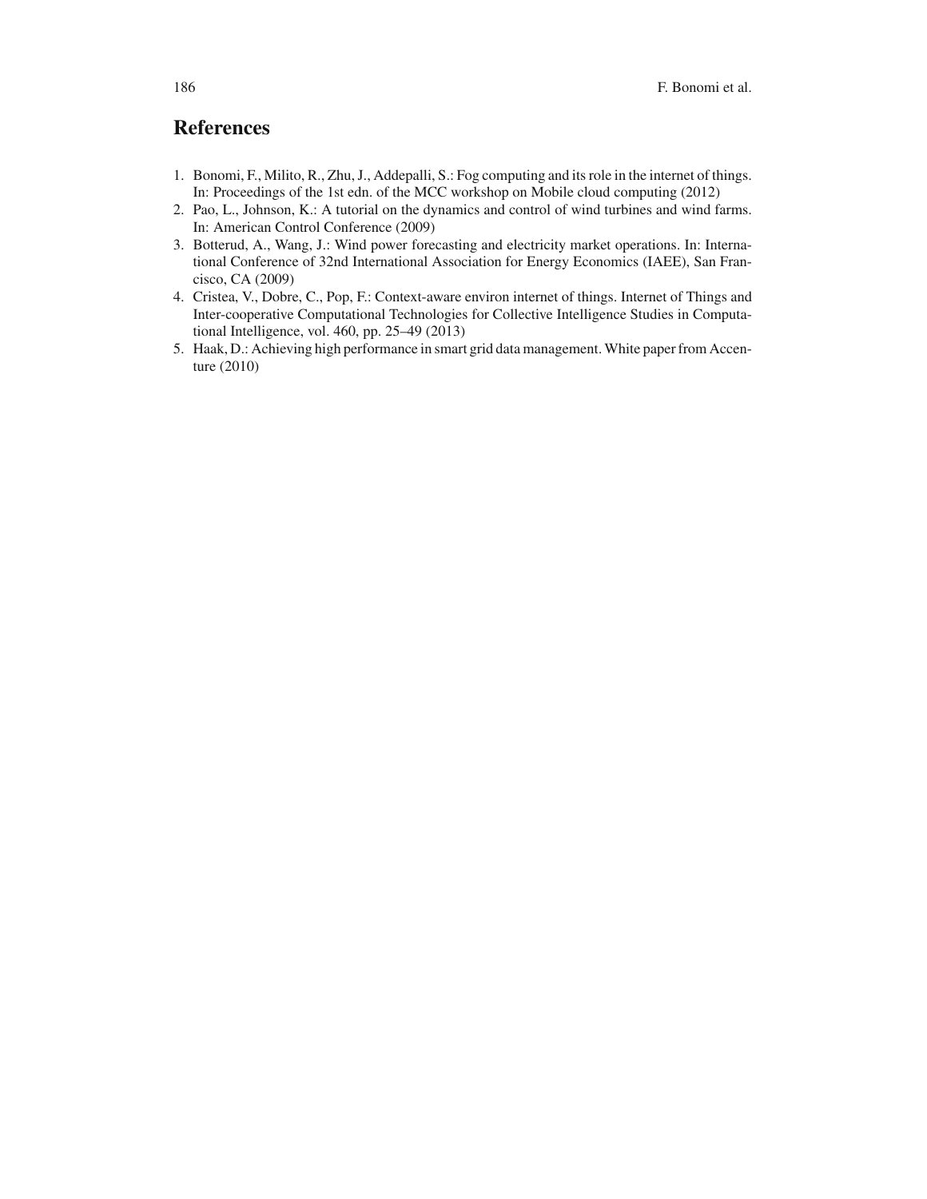## References

1. Bonomi, F., Milito, R., Zhu, J., Addepalli, S.: Fog computing and its role in the internet of things. In: Proceedings of the 1st edn. of the MCC workshop on Mobile cloud computing (2012)
2. Pao, L., Johnson, K.: A tutorial on the dynamics and control of wind turbines and wind farms. In: American Control Conference (2009)
3. Botterud, A., Wang, J.: Wind power forecasting and electricity market operations. In: International Conference of 32nd International Association for Energy Economics (IAEE), San Francisco, CA (2009)
4. Cristea, V., Dobre, C., Pop, F.: Context-aware environ internet of things. Internet of Things and Inter-cooperative Computational Technologies for Collective Intelligence Studies in Computational Intelligence, vol. 460, pp. 25–49 (2013)
5. Haak, D.: Achieving high performance in smart grid data management. White paper from Accenture (2010)